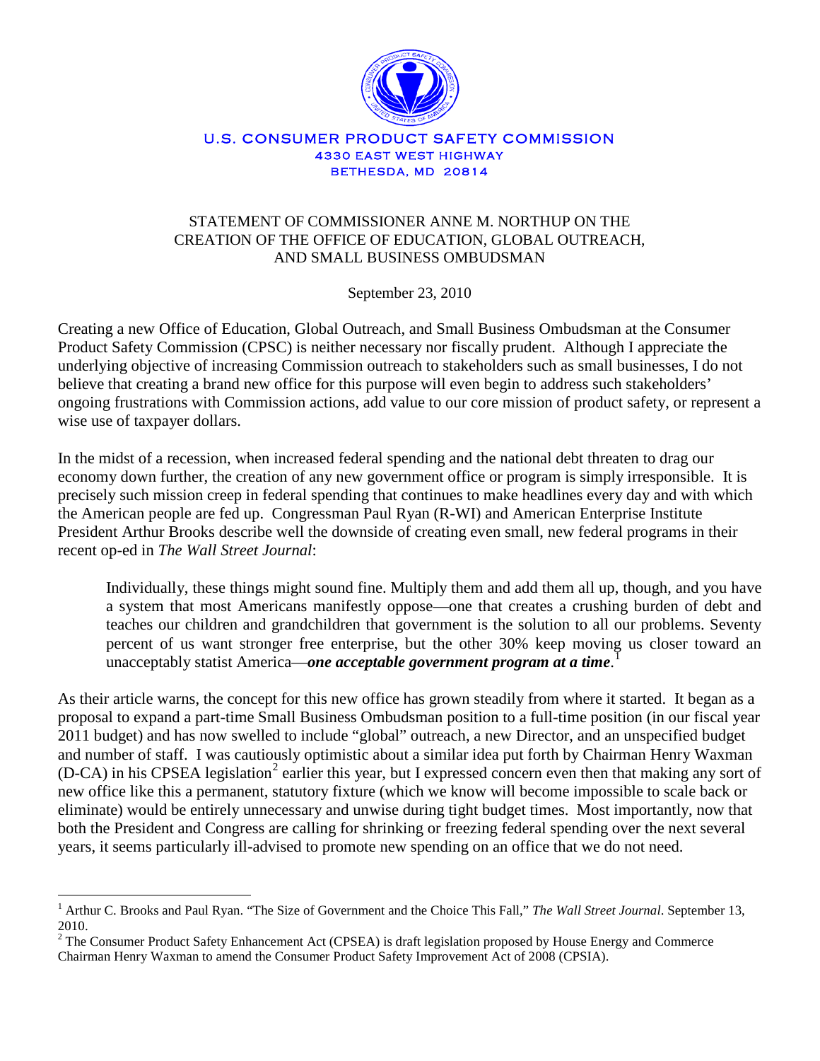U.S. CONSUMER PRODUCT SAFETY COMMISSION
4330 EAST WEST HIGHWAY
BETHESDA, MD 20814

# STATEMENT OF COMMISSIONER ANNE M. NORTHUP ON THE CREATION OF THE OFFICE OF EDUCATION, GLOBAL OUTREACH, AND SMALL BUSINESS OMBUDSMAN

September 23, 2010

Creating a new Office of Education, Global Outreach, and Small Business Ombudsman at the Consumer Product Safety Commission (CPSC) is neither necessary nor fiscally prudent. Although I appreciate the underlying objective of increasing Commission outreach to stakeholders such as small businesses, I do not believe that creating a brand new office for this purpose will even begin to address such stakeholders' ongoing frustrations with Commission actions, add value to our core mission of product safety, or represent a wise use of taxpayer dollars.

In the midst of a recession, when increased federal spending and the national debt threaten to drag our economy down further, the creation of any new government office or program is simply irresponsible. It is precisely such mission creep in federal spending that continues to make headlines every day and with which the American people are fed up. Congressman Paul Ryan (R-WI) and American Enterprise Institute President Arthur Brooks describe well the downside of creating even small, new federal programs in their recent op-ed in *The Wall Street Journal*:

> Individually, these things might sound fine. Multiply them and add them all up, though, and you have a system that most Americans manifestly oppose—one that creates a crushing burden of debt and teaches our children and grandchildren that government is the solution to all our problems. Seventy percent of us want stronger free enterprise, but the other 30% keep moving us closer toward an unacceptably statist America—***one acceptable government program at a time***.[1]

As their article warns, the concept for this new office has grown steadily from where it started. It began as a proposal to expand a part-time Small Business Ombudsman position to a full-time position (in our fiscal year 2011 budget) and has now swelled to include "global" outreach, a new Director, and an unspecified budget and number of staff. I was cautiously optimistic about a similar idea put forth by Chairman Henry Waxman (D-CA) in his CPSEA legislation[2] earlier this year, but I expressed concern even then that making any sort of new office like this a permanent, statutory fixture (which we know will become impossible to scale back or eliminate) would be entirely unnecessary and unwise during tight budget times. Most importantly, now that both the President and Congress are calling for shrinking or freezing federal spending over the next several years, it seems particularly ill-advised to promote new spending on an office that we do not need.

---

[1] Arthur C. Brooks and Paul Ryan. "The Size of Government and the Choice This Fall," *The Wall Street Journal*. September 13, 2010.

[2] The Consumer Product Safety Enhancement Act (CPSEA) is draft legislation proposed by House Energy and Commerce Chairman Henry Waxman to amend the Consumer Product Safety Improvement Act of 2008 (CPSIA).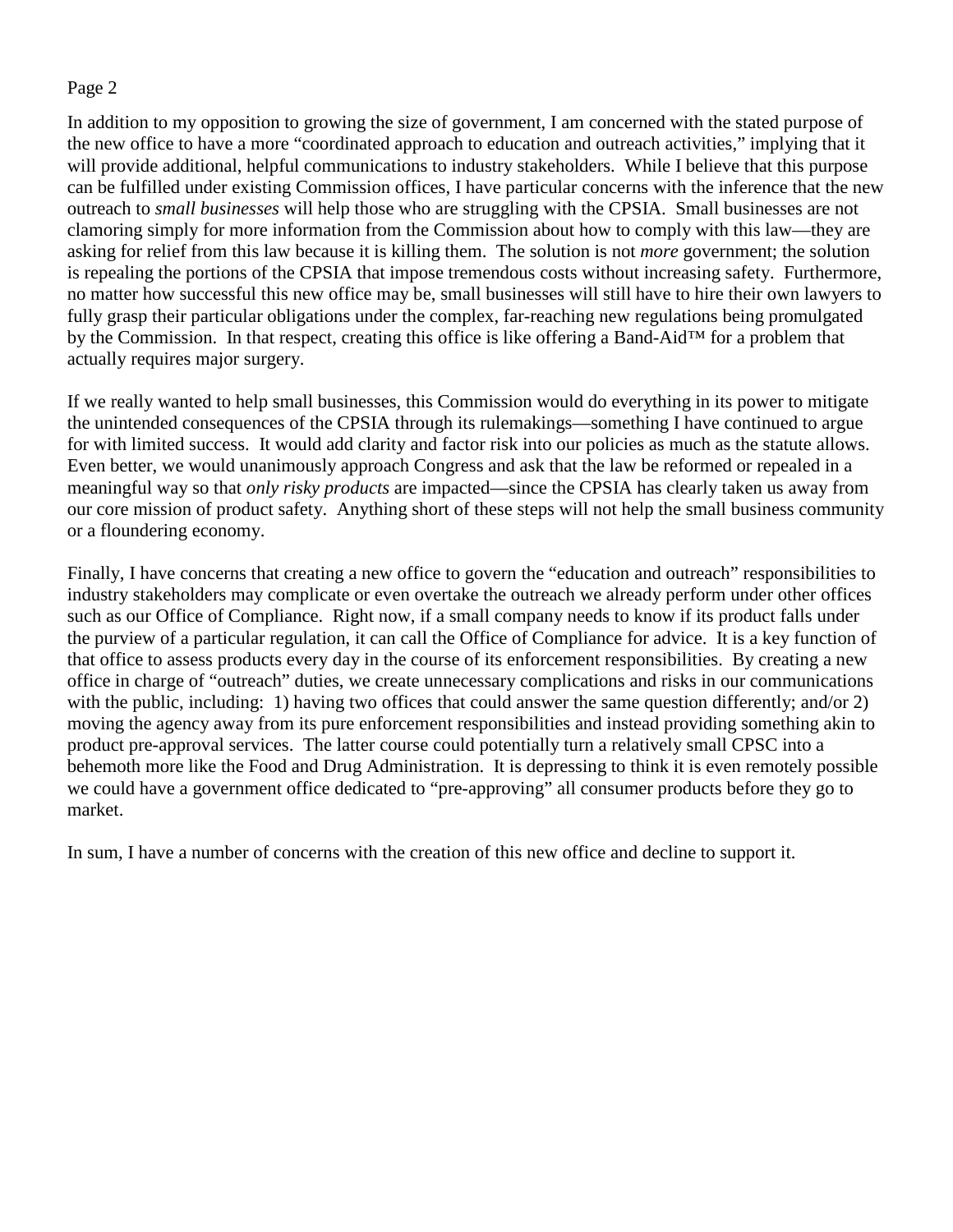In addition to my opposition to growing the size of government, I am concerned with the stated purpose of the new office to have a more "coordinated approach to education and outreach activities," implying that it will provide additional, helpful communications to industry stakeholders. While I believe that this purpose can be fulfilled under existing Commission offices, I have particular concerns with the inference that the new outreach to *small businesses* will help those who are struggling with the CPSIA. Small businesses are not clamoring simply for more information from the Commission about how to comply with this law—they are asking for relief from this law because it is killing them. The solution is not *more* government; the solution is repealing the portions of the CPSIA that impose tremendous costs without increasing safety. Furthermore, no matter how successful this new office may be, small businesses will still have to hire their own lawyers to fully grasp their particular obligations under the complex, far-reaching new regulations being promulgated by the Commission. In that respect, creating this office is like offering a Band-Aid™ for a problem that actually requires major surgery.

If we really wanted to help small businesses, this Commission would do everything in its power to mitigate the unintended consequences of the CPSIA through its rulemakings—something I have continued to argue for with limited success. It would add clarity and factor risk into our policies as much as the statute allows. Even better, we would unanimously approach Congress and ask that the law be reformed or repealed in a meaningful way so that *only risky products* are impacted—since the CPSIA has clearly taken us away from our core mission of product safety. Anything short of these steps will not help the small business community or a floundering economy.

Finally, I have concerns that creating a new office to govern the "education and outreach" responsibilities to industry stakeholders may complicate or even overtake the outreach we already perform under other offices such as our Office of Compliance. Right now, if a small company needs to know if its product falls under the purview of a particular regulation, it can call the Office of Compliance for advice. It is a key function of that office to assess products every day in the course of its enforcement responsibilities. By creating a new office in charge of "outreach" duties, we create unnecessary complications and risks in our communications with the public, including: 1) having two offices that could answer the same question differently; and/or 2) moving the agency away from its pure enforcement responsibilities and instead providing something akin to product pre-approval services. The latter course could potentially turn a relatively small CPSC into a behemoth more like the Food and Drug Administration. It is depressing to think it is even remotely possible we could have a government office dedicated to "pre-approving" all consumer products before they go to market.

In sum, I have a number of concerns with the creation of this new office and decline to support it.